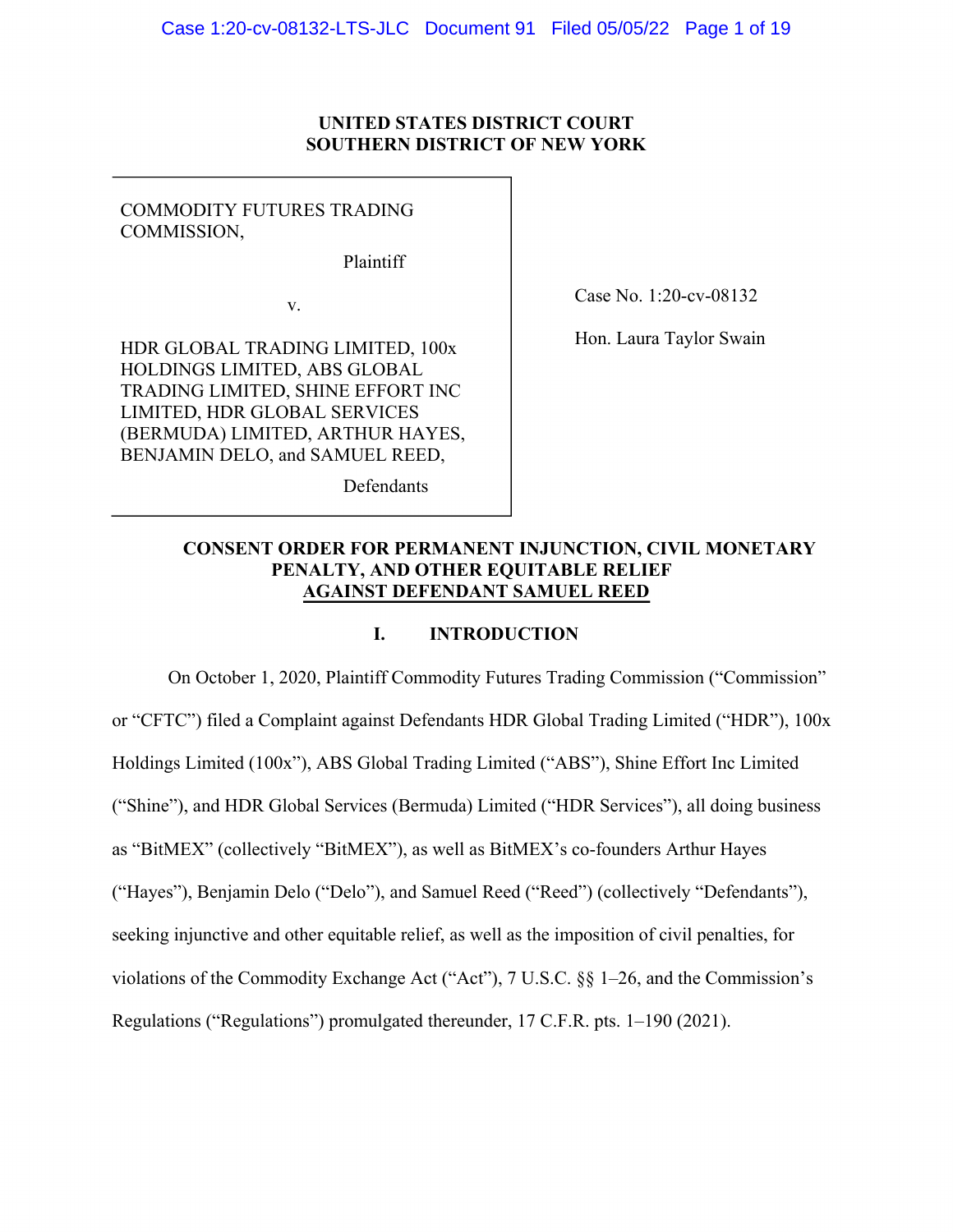**UNITED STATES DISTRICT COURT**
**SOUTHERN DISTRICT OF NEW YORK**

COMMODITY FUTURES TRADING COMMISSION,

Plaintiff

v.

HDR GLOBAL TRADING LIMITED, 100x HOLDINGS LIMITED, ABS GLOBAL TRADING LIMITED, SHINE EFFORT INC LIMITED, HDR GLOBAL SERVICES (BERMUDA) LIMITED, ARTHUR HAYES, BENJAMIN DELO, and SAMUEL REED,

Defendants

Case No. 1:20-cv-08132

Hon. Laura Taylor Swain

# CONSENT ORDER FOR PERMANENT INJUNCTION, CIVIL MONETARY PENALTY, AND OTHER EQUITABLE RELIEF AGAINST DEFENDANT SAMUEL REED

## I. INTRODUCTION

On October 1, 2020, Plaintiff Commodity Futures Trading Commission ("Commission" or "CFTC") filed a Complaint against Defendants HDR Global Trading Limited ("HDR"), 100x Holdings Limited (100x"), ABS Global Trading Limited ("ABS"), Shine Effort Inc Limited ("Shine"), and HDR Global Services (Bermuda) Limited ("HDR Services"), all doing business as "BitMEX" (collectively "BitMEX"), as well as BitMEX's co-founders Arthur Hayes ("Hayes"), Benjamin Delo ("Delo"), and Samuel Reed ("Reed") (collectively "Defendants"), seeking injunctive and other equitable relief, as well as the imposition of civil penalties, for violations of the Commodity Exchange Act ("Act"), 7 U.S.C. §§ 1–26, and the Commission's Regulations ("Regulations") promulgated thereunder, 17 C.F.R. pts. 1–190 (2021).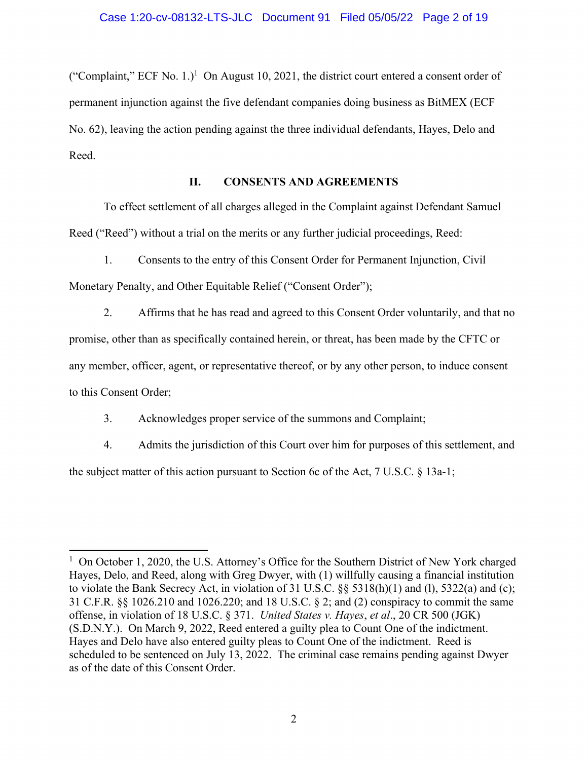("Complaint," ECF No. 1.)[1] On August 10, 2021, the district court entered a consent order of permanent injunction against the five defendant companies doing business as BitMEX (ECF No. 62), leaving the action pending against the three individual defendants, Hayes, Delo and Reed.

## II. CONSENTS AND AGREEMENTS

To effect settlement of all charges alleged in the Complaint against Defendant Samuel Reed ("Reed") without a trial on the merits or any further judicial proceedings, Reed:

1. Consents to the entry of this Consent Order for Permanent Injunction, Civil Monetary Penalty, and Other Equitable Relief ("Consent Order");

2. Affirms that he has read and agreed to this Consent Order voluntarily, and that no promise, other than as specifically contained herein, or threat, has been made by the CFTC or any member, officer, agent, or representative thereof, or by any other person, to induce consent to this Consent Order;

3. Acknowledges proper service of the summons and Complaint;

4. Admits the jurisdiction of this Court over him for purposes of this settlement, and the subject matter of this action pursuant to Section 6c of the Act, 7 U.S.C. § 13a-1;

---

[1] On October 1, 2020, the U.S. Attorney's Office for the Southern District of New York charged Hayes, Delo, and Reed, along with Greg Dwyer, with (1) willfully causing a financial institution to violate the Bank Secrecy Act, in violation of 31 U.S.C. §§ 5318(h)(1) and (l), 5322(a) and (c); 31 C.F.R. §§ 1026.210 and 1026.220; and 18 U.S.C. § 2; and (2) conspiracy to commit the same offense, in violation of 18 U.S.C. § 371. *United States v. Hayes*, *et al*., 20 CR 500 (JGK) (S.D.N.Y.). On March 9, 2022, Reed entered a guilty plea to Count One of the indictment. Hayes and Delo have also entered guilty pleas to Count One of the indictment. Reed is scheduled to be sentenced on July 13, 2022. The criminal case remains pending against Dwyer as of the date of this Consent Order.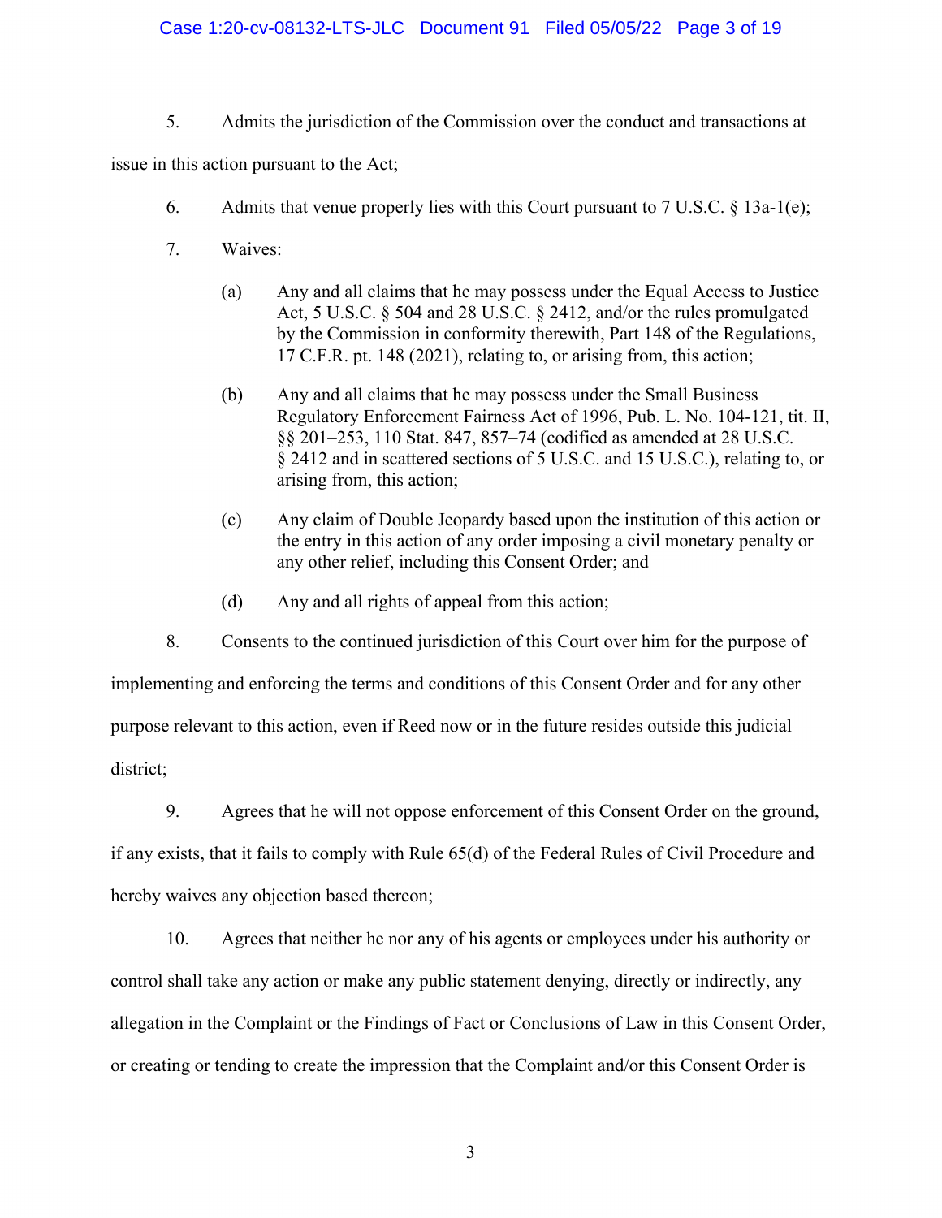5. Admits the jurisdiction of the Commission over the conduct and transactions at issue in this action pursuant to the Act;

6. Admits that venue properly lies with this Court pursuant to 7 U.S.C. § 13a-1(e);

7. Waives:

   (a) Any and all claims that he may possess under the Equal Access to Justice Act, 5 U.S.C. § 504 and 28 U.S.C. § 2412, and/or the rules promulgated by the Commission in conformity therewith, Part 148 of the Regulations, 17 C.F.R. pt. 148 (2021), relating to, or arising from, this action;

   (b) Any and all claims that he may possess under the Small Business Regulatory Enforcement Fairness Act of 1996, Pub. L. No. 104-121, tit. II, §§ 201–253, 110 Stat. 847, 857–74 (codified as amended at 28 U.S.C. § 2412 and in scattered sections of 5 U.S.C. and 15 U.S.C.), relating to, or arising from, this action;

   (c) Any claim of Double Jeopardy based upon the institution of this action or the entry in this action of any order imposing a civil monetary penalty or any other relief, including this Consent Order; and

   (d) Any and all rights of appeal from this action;

8. Consents to the continued jurisdiction of this Court over him for the purpose of implementing and enforcing the terms and conditions of this Consent Order and for any other purpose relevant to this action, even if Reed now or in the future resides outside this judicial district;

9. Agrees that he will not oppose enforcement of this Consent Order on the ground, if any exists, that it fails to comply with Rule 65(d) of the Federal Rules of Civil Procedure and hereby waives any objection based thereon;

10. Agrees that neither he nor any of his agents or employees under his authority or control shall take any action or make any public statement denying, directly or indirectly, any allegation in the Complaint or the Findings of Fact or Conclusions of Law in this Consent Order, or creating or tending to create the impression that the Complaint and/or this Consent Order is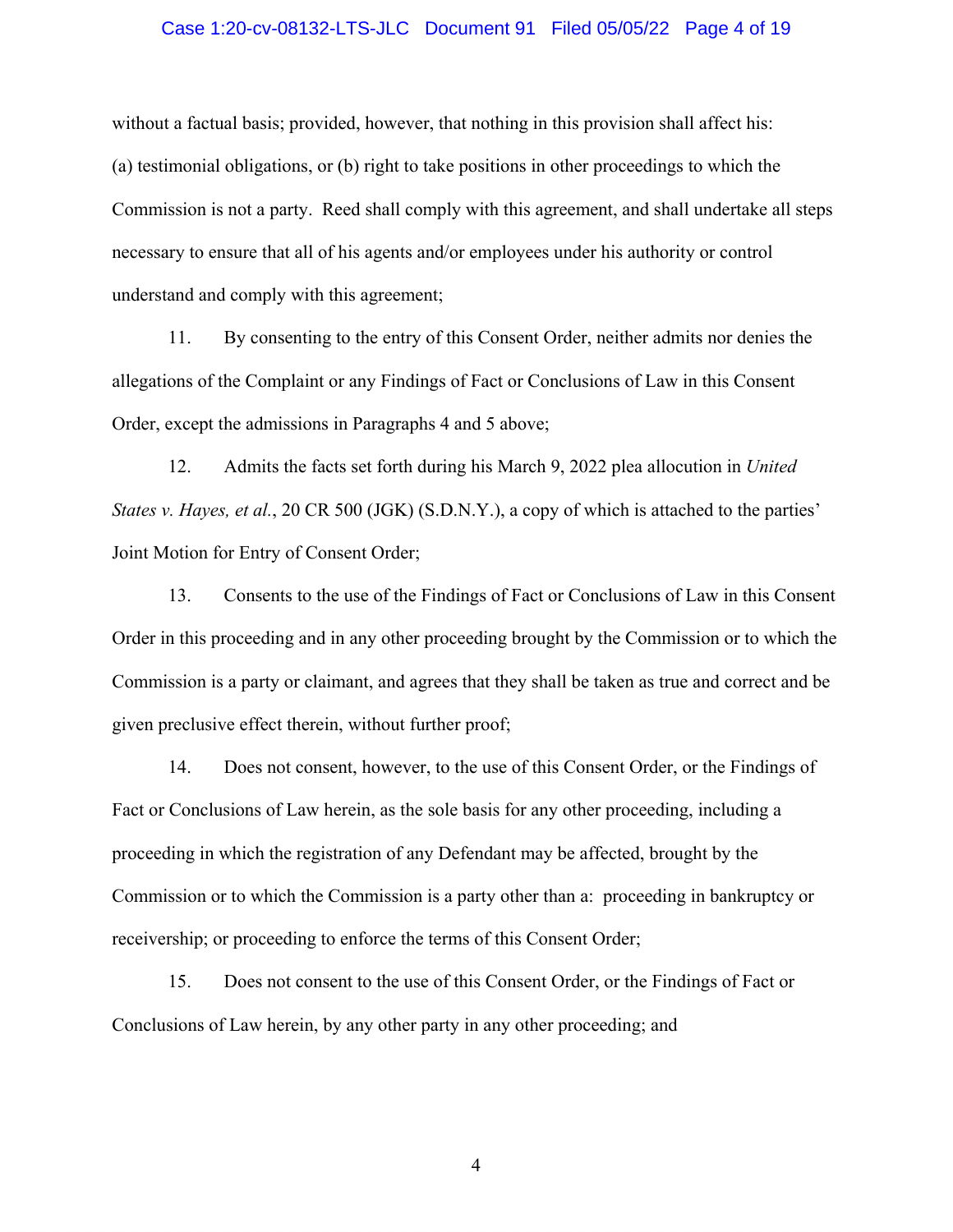without a factual basis; provided, however, that nothing in this provision shall affect his: (a) testimonial obligations, or (b) right to take positions in other proceedings to which the Commission is not a party. Reed shall comply with this agreement, and shall undertake all steps necessary to ensure that all of his agents and/or employees under his authority or control understand and comply with this agreement;

11. By consenting to the entry of this Consent Order, neither admits nor denies the allegations of the Complaint or any Findings of Fact or Conclusions of Law in this Consent Order, except the admissions in Paragraphs 4 and 5 above;

12. Admits the facts set forth during his March 9, 2022 plea allocution in *United States v. Hayes, et al.*, 20 CR 500 (JGK) (S.D.N.Y.), a copy of which is attached to the parties' Joint Motion for Entry of Consent Order;

13. Consents to the use of the Findings of Fact or Conclusions of Law in this Consent Order in this proceeding and in any other proceeding brought by the Commission or to which the Commission is a party or claimant, and agrees that they shall be taken as true and correct and be given preclusive effect therein, without further proof;

14. Does not consent, however, to the use of this Consent Order, or the Findings of Fact or Conclusions of Law herein, as the sole basis for any other proceeding, including a proceeding in which the registration of any Defendant may be affected, brought by the Commission or to which the Commission is a party other than a: proceeding in bankruptcy or receivership; or proceeding to enforce the terms of this Consent Order;

15. Does not consent to the use of this Consent Order, or the Findings of Fact or Conclusions of Law herein, by any other party in any other proceeding; and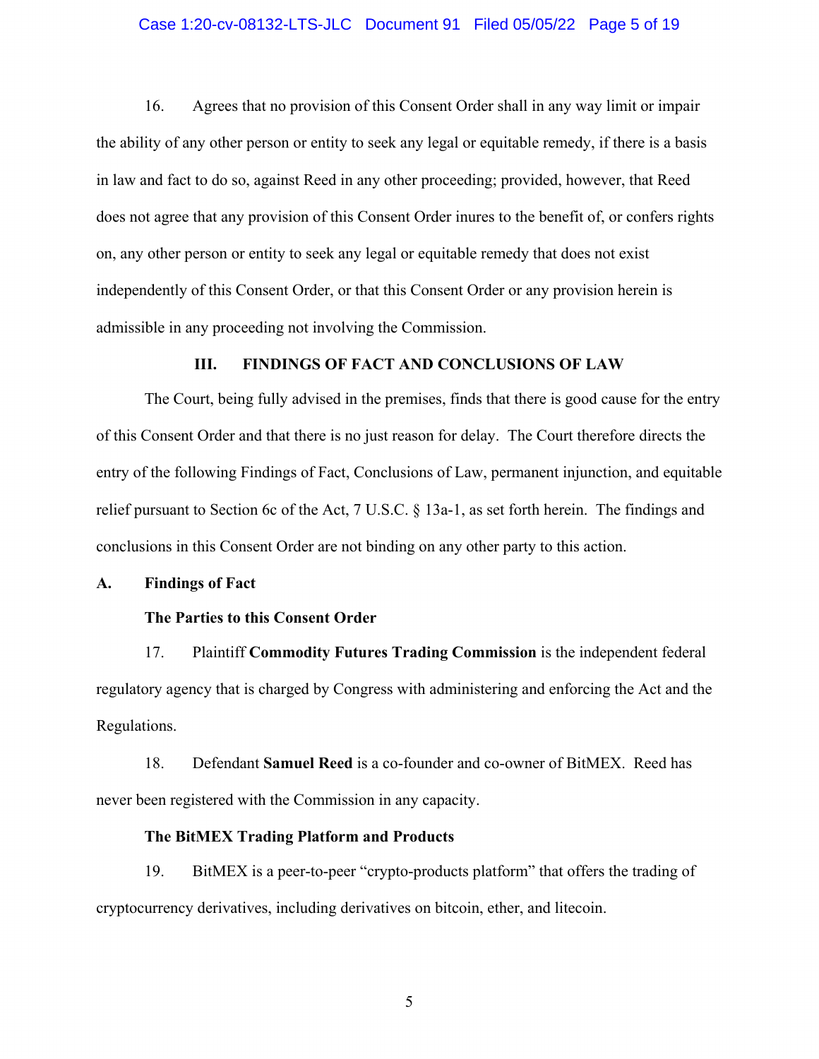16. Agrees that no provision of this Consent Order shall in any way limit or impair the ability of any other person or entity to seek any legal or equitable remedy, if there is a basis in law and fact to do so, against Reed in any other proceeding; provided, however, that Reed does not agree that any provision of this Consent Order inures to the benefit of, or confers rights on, any other person or entity to seek any legal or equitable remedy that does not exist independently of this Consent Order, or that this Consent Order or any provision herein is admissible in any proceeding not involving the Commission.

## III. FINDINGS OF FACT AND CONCLUSIONS OF LAW

The Court, being fully advised in the premises, finds that there is good cause for the entry of this Consent Order and that there is no just reason for delay. The Court therefore directs the entry of the following Findings of Fact, Conclusions of Law, permanent injunction, and equitable relief pursuant to Section 6c of the Act, 7 U.S.C. § 13a-1, as set forth herein. The findings and conclusions in this Consent Order are not binding on any other party to this action.

### A. Findings of Fact

**The Parties to this Consent Order**

17. Plaintiff **Commodity Futures Trading Commission** is the independent federal regulatory agency that is charged by Congress with administering and enforcing the Act and the Regulations.

18. Defendant **Samuel Reed** is a co-founder and co-owner of BitMEX. Reed has never been registered with the Commission in any capacity.

**The BitMEX Trading Platform and Products**

19. BitMEX is a peer-to-peer "crypto-products platform" that offers the trading of cryptocurrency derivatives, including derivatives on bitcoin, ether, and litecoin.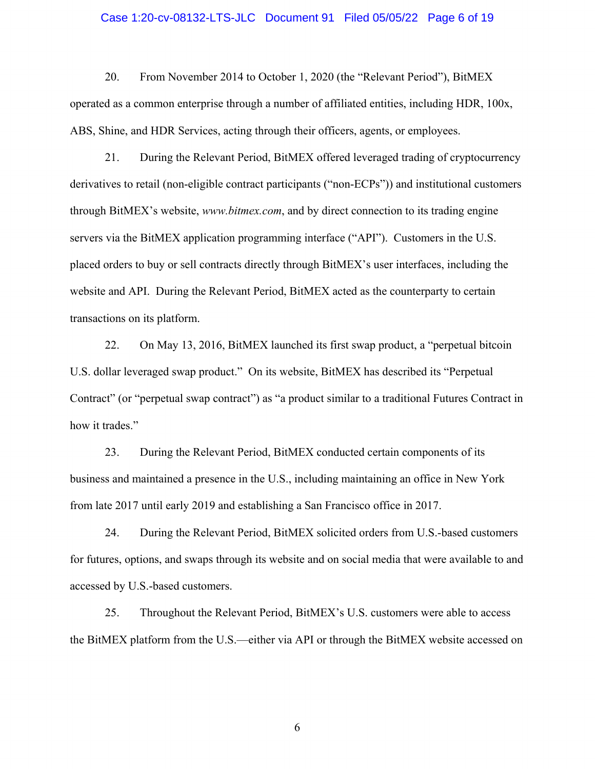20. From November 2014 to October 1, 2020 (the "Relevant Period"), BitMEX operated as a common enterprise through a number of affiliated entities, including HDR, 100x, ABS, Shine, and HDR Services, acting through their officers, agents, or employees.

21. During the Relevant Period, BitMEX offered leveraged trading of cryptocurrency derivatives to retail (non-eligible contract participants ("non-ECPs")) and institutional customers through BitMEX's website, *www.bitmex.com*, and by direct connection to its trading engine servers via the BitMEX application programming interface ("API"). Customers in the U.S. placed orders to buy or sell contracts directly through BitMEX's user interfaces, including the website and API. During the Relevant Period, BitMEX acted as the counterparty to certain transactions on its platform.

22. On May 13, 2016, BitMEX launched its first swap product, a "perpetual bitcoin U.S. dollar leveraged swap product." On its website, BitMEX has described its "Perpetual Contract" (or "perpetual swap contract") as "a product similar to a traditional Futures Contract in how it trades."

23. During the Relevant Period, BitMEX conducted certain components of its business and maintained a presence in the U.S., including maintaining an office in New York from late 2017 until early 2019 and establishing a San Francisco office in 2017.

24. During the Relevant Period, BitMEX solicited orders from U.S.-based customers for futures, options, and swaps through its website and on social media that were available to and accessed by U.S.-based customers.

25. Throughout the Relevant Period, BitMEX's U.S. customers were able to access the BitMEX platform from the U.S.—either via API or through the BitMEX website accessed on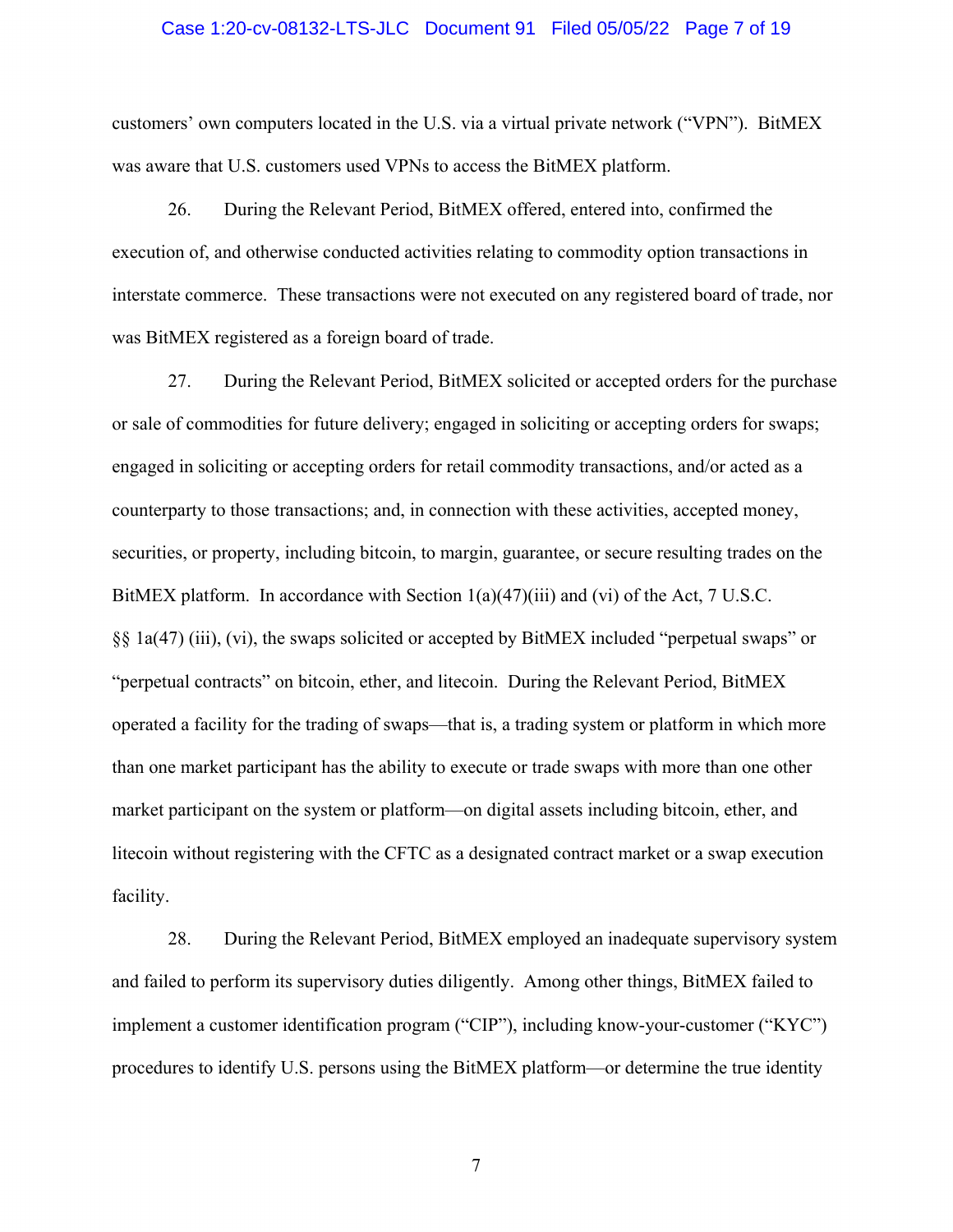customers' own computers located in the U.S. via a virtual private network ("VPN"). BitMEX was aware that U.S. customers used VPNs to access the BitMEX platform.

26. During the Relevant Period, BitMEX offered, entered into, confirmed the execution of, and otherwise conducted activities relating to commodity option transactions in interstate commerce. These transactions were not executed on any registered board of trade, nor was BitMEX registered as a foreign board of trade.

27. During the Relevant Period, BitMEX solicited or accepted orders for the purchase or sale of commodities for future delivery; engaged in soliciting or accepting orders for swaps; engaged in soliciting or accepting orders for retail commodity transactions, and/or acted as a counterparty to those transactions; and, in connection with these activities, accepted money, securities, or property, including bitcoin, to margin, guarantee, or secure resulting trades on the BitMEX platform. In accordance with Section 1(a)(47)(iii) and (vi) of the Act, 7 U.S.C. §§ 1a(47) (iii), (vi), the swaps solicited or accepted by BitMEX included "perpetual swaps" or "perpetual contracts" on bitcoin, ether, and litecoin. During the Relevant Period, BitMEX operated a facility for the trading of swaps—that is, a trading system or platform in which more than one market participant has the ability to execute or trade swaps with more than one other market participant on the system or platform—on digital assets including bitcoin, ether, and litecoin without registering with the CFTC as a designated contract market or a swap execution facility.

28. During the Relevant Period, BitMEX employed an inadequate supervisory system and failed to perform its supervisory duties diligently. Among other things, BitMEX failed to implement a customer identification program ("CIP"), including know-your-customer ("KYC") procedures to identify U.S. persons using the BitMEX platform—or determine the true identity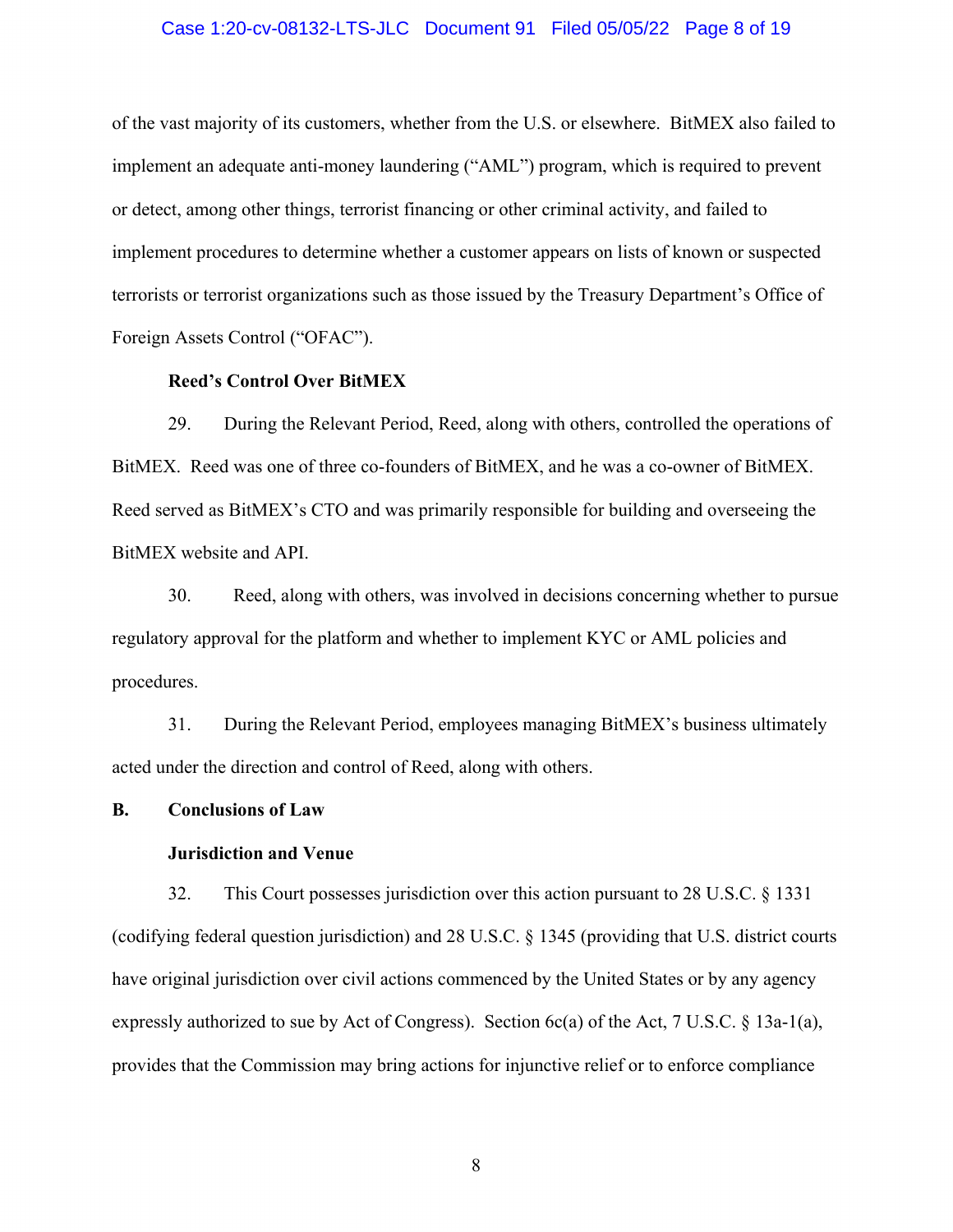of the vast majority of its customers, whether from the U.S. or elsewhere. BitMEX also failed to implement an adequate anti-money laundering ("AML") program, which is required to prevent or detect, among other things, terrorist financing or other criminal activity, and failed to implement procedures to determine whether a customer appears on lists of known or suspected terrorists or terrorist organizations such as those issued by the Treasury Department's Office of Foreign Assets Control ("OFAC").

**Reed's Control Over BitMEX**

29. During the Relevant Period, Reed, along with others, controlled the operations of BitMEX. Reed was one of three co-founders of BitMEX, and he was a co-owner of BitMEX. Reed served as BitMEX's CTO and was primarily responsible for building and overseeing the BitMEX website and API.

30. Reed, along with others, was involved in decisions concerning whether to pursue regulatory approval for the platform and whether to implement KYC or AML policies and procedures.

31. During the Relevant Period, employees managing BitMEX's business ultimately acted under the direction and control of Reed, along with others.

**B. Conclusions of Law**

**Jurisdiction and Venue**

32. This Court possesses jurisdiction over this action pursuant to 28 U.S.C. § 1331 (codifying federal question jurisdiction) and 28 U.S.C. § 1345 (providing that U.S. district courts have original jurisdiction over civil actions commenced by the United States or by any agency expressly authorized to sue by Act of Congress). Section 6c(a) of the Act, 7 U.S.C. § 13a-1(a), provides that the Commission may bring actions for injunctive relief or to enforce compliance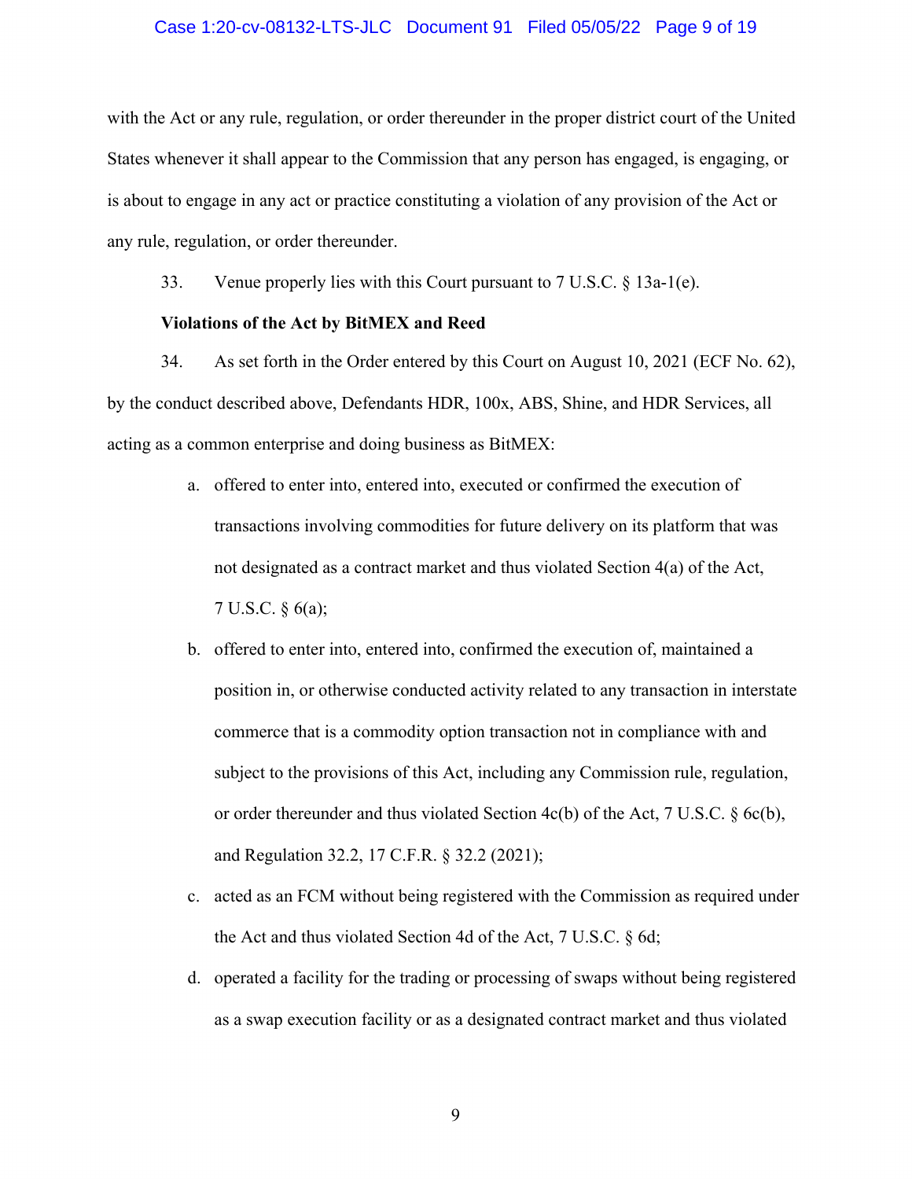with the Act or any rule, regulation, or order thereunder in the proper district court of the United States whenever it shall appear to the Commission that any person has engaged, is engaging, or is about to engage in any act or practice constituting a violation of any provision of the Act or any rule, regulation, or order thereunder.

33. Venue properly lies with this Court pursuant to 7 U.S.C. § 13a-1(e).

**Violations of the Act by BitMEX and Reed**

34. As set forth in the Order entered by this Court on August 10, 2021 (ECF No. 62), by the conduct described above, Defendants HDR, 100x, ABS, Shine, and HDR Services, all acting as a common enterprise and doing business as BitMEX:

a. offered to enter into, entered into, executed or confirmed the execution of transactions involving commodities for future delivery on its platform that was not designated as a contract market and thus violated Section 4(a) of the Act, 7 U.S.C. § 6(a);

b. offered to enter into, entered into, confirmed the execution of, maintained a position in, or otherwise conducted activity related to any transaction in interstate commerce that is a commodity option transaction not in compliance with and subject to the provisions of this Act, including any Commission rule, regulation, or order thereunder and thus violated Section 4c(b) of the Act, 7 U.S.C. § 6c(b), and Regulation 32.2, 17 C.F.R. § 32.2 (2021);

c. acted as an FCM without being registered with the Commission as required under the Act and thus violated Section 4d of the Act, 7 U.S.C. § 6d;

d. operated a facility for the trading or processing of swaps without being registered as a swap execution facility or as a designated contract market and thus violated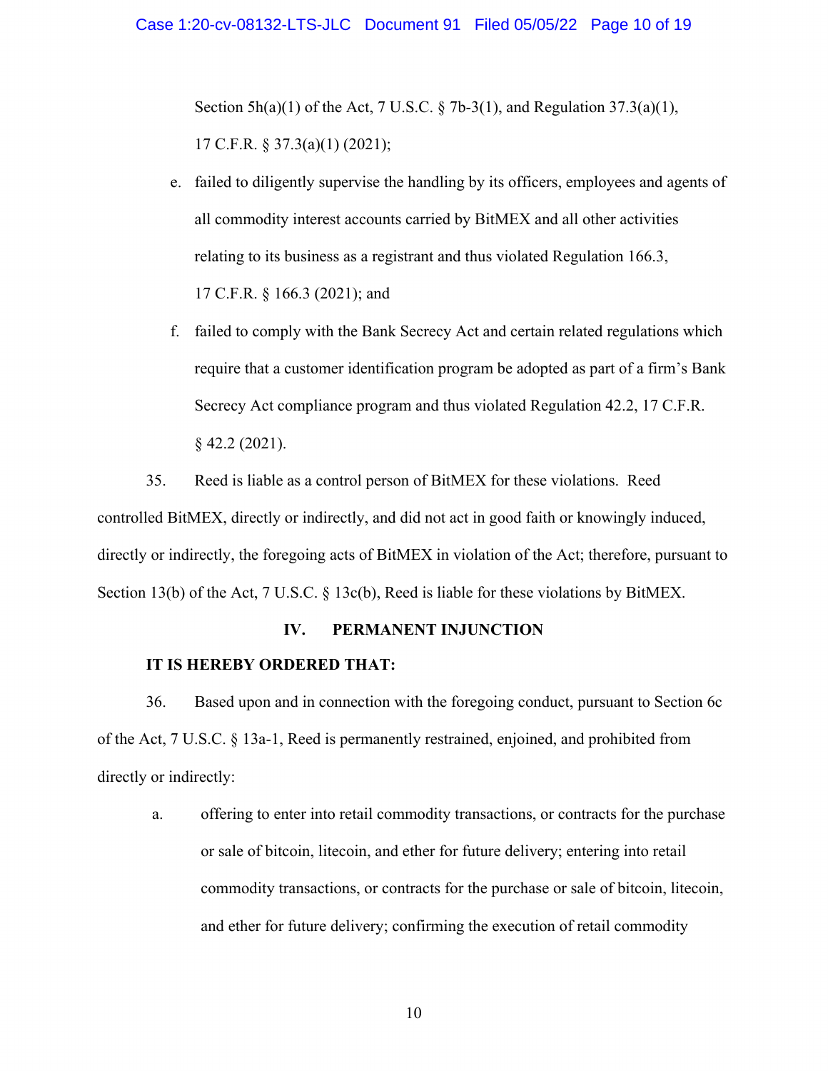Section 5h(a)(1) of the Act, 7 U.S.C. § 7b-3(1), and Regulation 37.3(a)(1), 17 C.F.R. § 37.3(a)(1) (2021);

e. failed to diligently supervise the handling by its officers, employees and agents of all commodity interest accounts carried by BitMEX and all other activities relating to its business as a registrant and thus violated Regulation 166.3, 17 C.F.R. § 166.3 (2021); and

f. failed to comply with the Bank Secrecy Act and certain related regulations which require that a customer identification program be adopted as part of a firm's Bank Secrecy Act compliance program and thus violated Regulation 42.2, 17 C.F.R. § 42.2 (2021).

35. Reed is liable as a control person of BitMEX for these violations. Reed controlled BitMEX, directly or indirectly, and did not act in good faith or knowingly induced, directly or indirectly, the foregoing acts of BitMEX in violation of the Act; therefore, pursuant to Section 13(b) of the Act, 7 U.S.C. § 13c(b), Reed is liable for these violations by BitMEX.

## IV. PERMANENT INJUNCTION

**IT IS HEREBY ORDERED THAT:**

36. Based upon and in connection with the foregoing conduct, pursuant to Section 6c of the Act, 7 U.S.C. § 13a-1, Reed is permanently restrained, enjoined, and prohibited from directly or indirectly:

a. offering to enter into retail commodity transactions, or contracts for the purchase or sale of bitcoin, litecoin, and ether for future delivery; entering into retail commodity transactions, or contracts for the purchase or sale of bitcoin, litecoin, and ether for future delivery; confirming the execution of retail commodity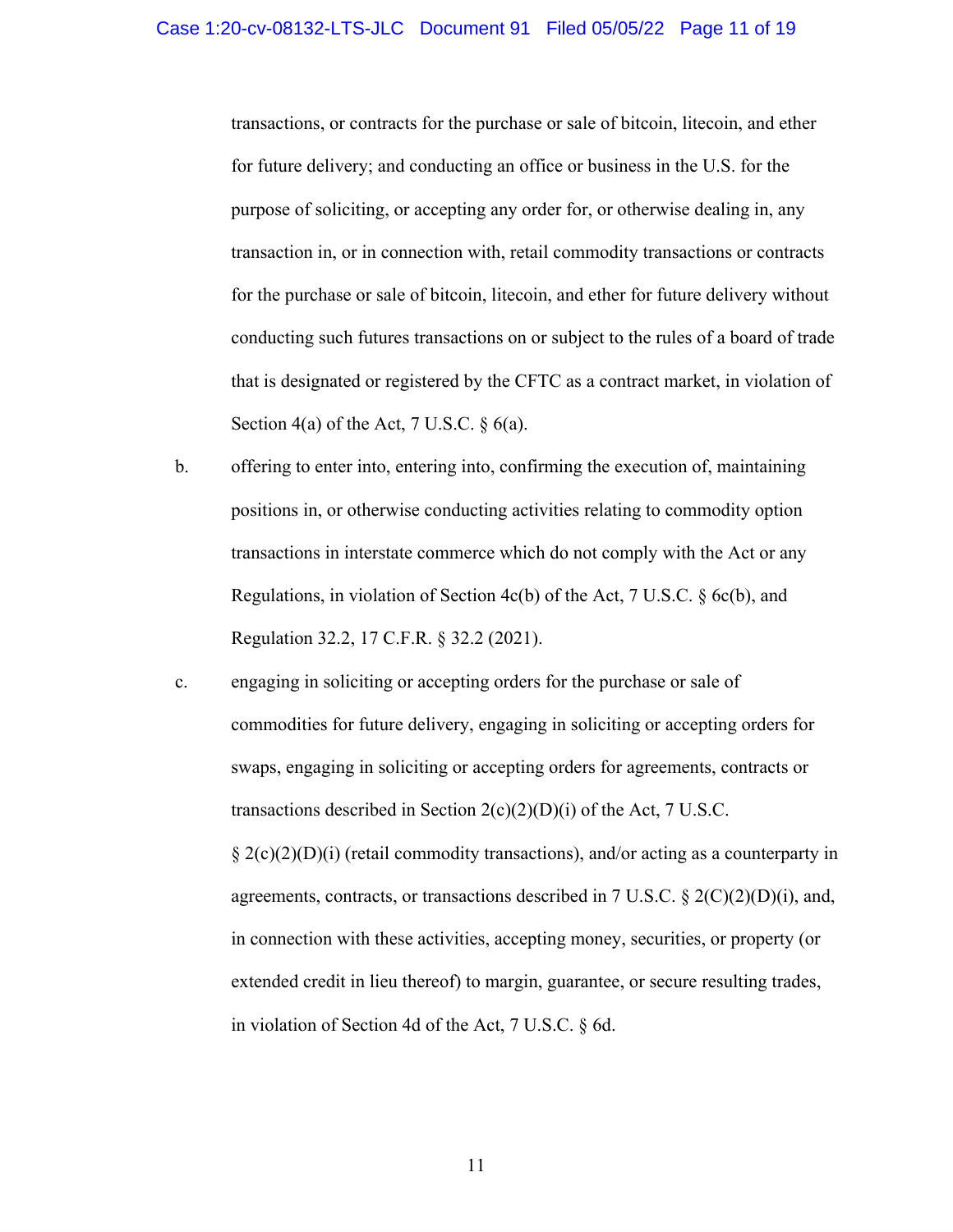transactions, or contracts for the purchase or sale of bitcoin, litecoin, and ether for future delivery; and conducting an office or business in the U.S. for the purpose of soliciting, or accepting any order for, or otherwise dealing in, any transaction in, or in connection with, retail commodity transactions or contracts for the purchase or sale of bitcoin, litecoin, and ether for future delivery without conducting such futures transactions on or subject to the rules of a board of trade that is designated or registered by the CFTC as a contract market, in violation of Section 4(a) of the Act, 7 U.S.C. § 6(a).

b. offering to enter into, entering into, confirming the execution of, maintaining positions in, or otherwise conducting activities relating to commodity option transactions in interstate commerce which do not comply with the Act or any Regulations, in violation of Section 4c(b) of the Act, 7 U.S.C. § 6c(b), and Regulation 32.2, 17 C.F.R. § 32.2 (2021).

c. engaging in soliciting or accepting orders for the purchase or sale of commodities for future delivery, engaging in soliciting or accepting orders for swaps, engaging in soliciting or accepting orders for agreements, contracts or transactions described in Section 2(c)(2)(D)(i) of the Act, 7 U.S.C. § 2(c)(2)(D)(i) (retail commodity transactions), and/or acting as a counterparty in agreements, contracts, or transactions described in 7 U.S.C. § 2(C)(2)(D)(i), and, in connection with these activities, accepting money, securities, or property (or extended credit in lieu thereof) to margin, guarantee, or secure resulting trades, in violation of Section 4d of the Act, 7 U.S.C. § 6d.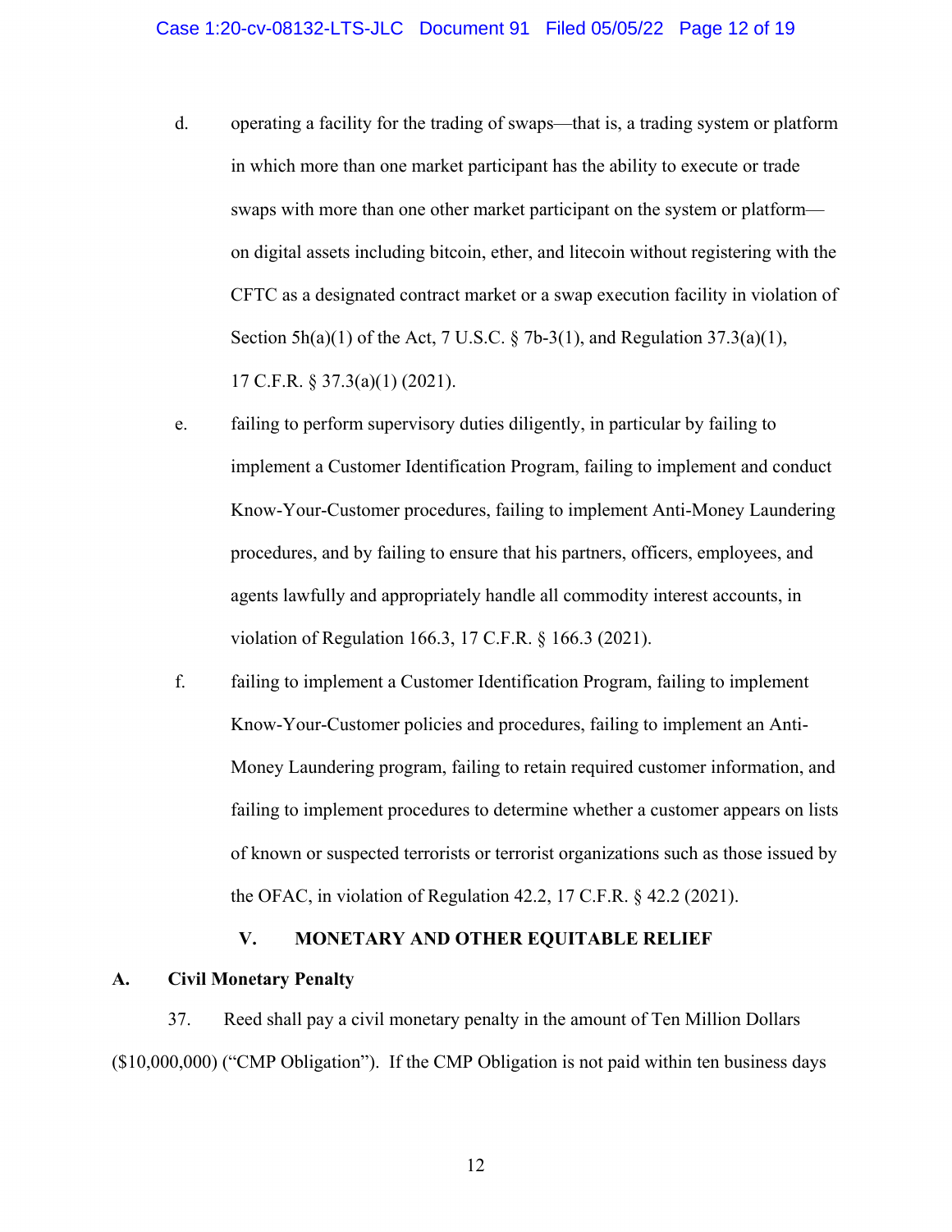d. operating a facility for the trading of swaps—that is, a trading system or platform in which more than one market participant has the ability to execute or trade swaps with more than one other market participant on the system or platform—on digital assets including bitcoin, ether, and litecoin without registering with the CFTC as a designated contract market or a swap execution facility in violation of Section 5h(a)(1) of the Act, 7 U.S.C. § 7b-3(1), and Regulation 37.3(a)(1), 17 C.F.R. § 37.3(a)(1) (2021).

e. failing to perform supervisory duties diligently, in particular by failing to implement a Customer Identification Program, failing to implement and conduct Know-Your-Customer procedures, failing to implement Anti-Money Laundering procedures, and by failing to ensure that his partners, officers, employees, and agents lawfully and appropriately handle all commodity interest accounts, in violation of Regulation 166.3, 17 C.F.R. § 166.3 (2021).

f. failing to implement a Customer Identification Program, failing to implement Know-Your-Customer policies and procedures, failing to implement an Anti-Money Laundering program, failing to retain required customer information, and failing to implement procedures to determine whether a customer appears on lists of known or suspected terrorists or terrorist organizations such as those issued by the OFAC, in violation of Regulation 42.2, 17 C.F.R. § 42.2 (2021).

## V. MONETARY AND OTHER EQUITABLE RELIEF

### A. Civil Monetary Penalty

37. Reed shall pay a civil monetary penalty in the amount of Ten Million Dollars ($10,000,000) ("CMP Obligation"). If the CMP Obligation is not paid within ten business days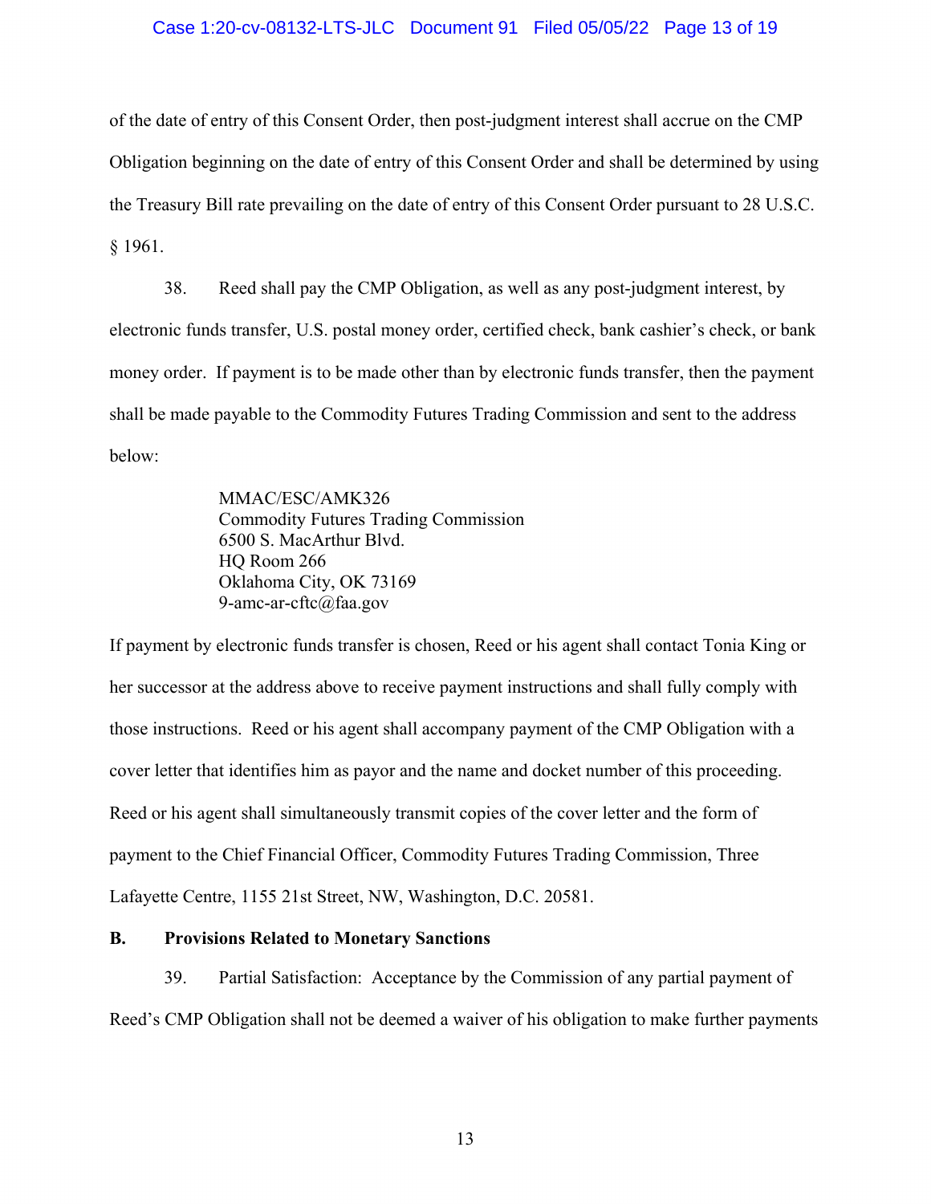of the date of entry of this Consent Order, then post-judgment interest shall accrue on the CMP Obligation beginning on the date of entry of this Consent Order and shall be determined by using the Treasury Bill rate prevailing on the date of entry of this Consent Order pursuant to 28 U.S.C. § 1961.

38. Reed shall pay the CMP Obligation, as well as any post-judgment interest, by electronic funds transfer, U.S. postal money order, certified check, bank cashier's check, or bank money order. If payment is to be made other than by electronic funds transfer, then the payment shall be made payable to the Commodity Futures Trading Commission and sent to the address below:

> MMAC/ESC/AMK326
> Commodity Futures Trading Commission
> 6500 S. MacArthur Blvd.
> HQ Room 266
> Oklahoma City, OK 73169
> 9-amc-ar-cftc@faa.gov

If payment by electronic funds transfer is chosen, Reed or his agent shall contact Tonia King or her successor at the address above to receive payment instructions and shall fully comply with those instructions. Reed or his agent shall accompany payment of the CMP Obligation with a cover letter that identifies him as payor and the name and docket number of this proceeding. Reed or his agent shall simultaneously transmit copies of the cover letter and the form of payment to the Chief Financial Officer, Commodity Futures Trading Commission, Three Lafayette Centre, 1155 21st Street, NW, Washington, D.C. 20581.

**B. Provisions Related to Monetary Sanctions**

39. Partial Satisfaction: Acceptance by the Commission of any partial payment of Reed's CMP Obligation shall not be deemed a waiver of his obligation to make further payments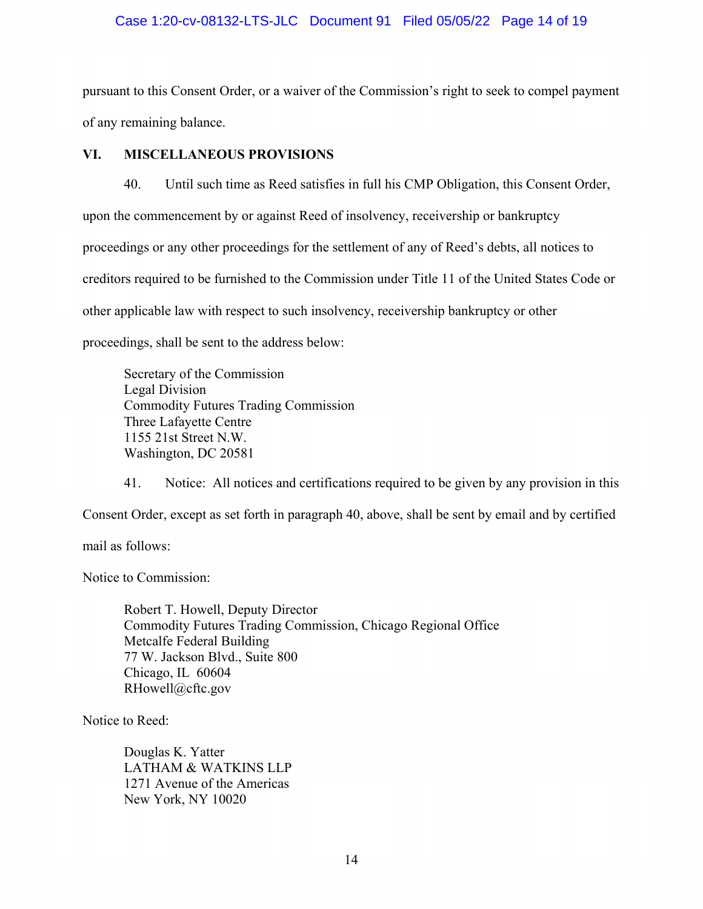pursuant to this Consent Order, or a waiver of the Commission's right to seek to compel payment of any remaining balance.

## VI. MISCELLANEOUS PROVISIONS

40. Until such time as Reed satisfies in full his CMP Obligation, this Consent Order, upon the commencement by or against Reed of insolvency, receivership or bankruptcy proceedings or any other proceedings for the settlement of any of Reed's debts, all notices to creditors required to be furnished to the Commission under Title 11 of the United States Code or other applicable law with respect to such insolvency, receivership bankruptcy or other proceedings, shall be sent to the address below:

> Secretary of the Commission
> Legal Division
> Commodity Futures Trading Commission
> Three Lafayette Centre
> 1155 21st Street N.W.
> Washington, DC 20581

41. Notice: All notices and certifications required to be given by any provision in this Consent Order, except as set forth in paragraph 40, above, shall be sent by email and by certified mail as follows:

Notice to Commission:

> Robert T. Howell, Deputy Director
> Commodity Futures Trading Commission, Chicago Regional Office
> Metcalfe Federal Building
> 77 W. Jackson Blvd., Suite 800
> Chicago, IL 60604
> RHowell@cftc.gov

Notice to Reed:

> Douglas K. Yatter
> LATHAM & WATKINS LLP
> 1271 Avenue of the Americas
> New York, NY 10020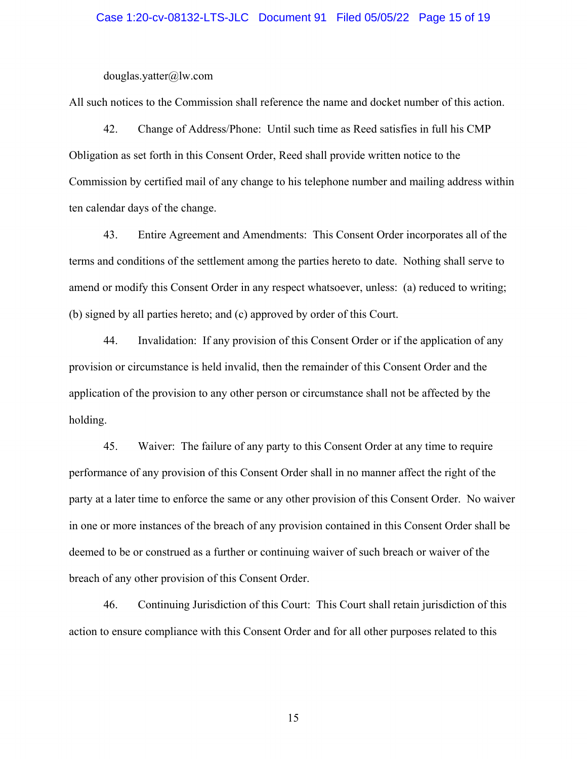douglas.yatter@lw.com

All such notices to the Commission shall reference the name and docket number of this action.

42. Change of Address/Phone: Until such time as Reed satisfies in full his CMP Obligation as set forth in this Consent Order, Reed shall provide written notice to the Commission by certified mail of any change to his telephone number and mailing address within ten calendar days of the change.

43. Entire Agreement and Amendments: This Consent Order incorporates all of the terms and conditions of the settlement among the parties hereto to date. Nothing shall serve to amend or modify this Consent Order in any respect whatsoever, unless: (a) reduced to writing; (b) signed by all parties hereto; and (c) approved by order of this Court.

44. Invalidation: If any provision of this Consent Order or if the application of any provision or circumstance is held invalid, then the remainder of this Consent Order and the application of the provision to any other person or circumstance shall not be affected by the holding.

45. Waiver: The failure of any party to this Consent Order at any time to require performance of any provision of this Consent Order shall in no manner affect the right of the party at a later time to enforce the same or any other provision of this Consent Order. No waiver in one or more instances of the breach of any provision contained in this Consent Order shall be deemed to be or construed as a further or continuing waiver of such breach or waiver of the breach of any other provision of this Consent Order.

46. Continuing Jurisdiction of this Court: This Court shall retain jurisdiction of this action to ensure compliance with this Consent Order and for all other purposes related to this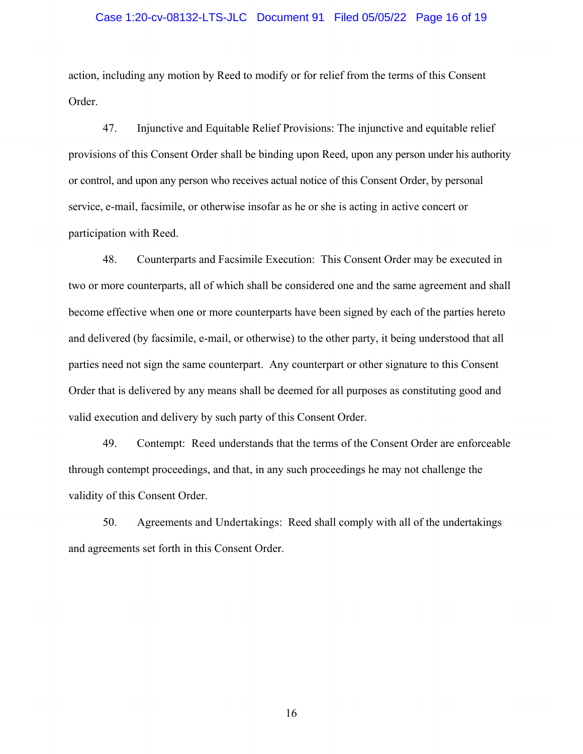action, including any motion by Reed to modify or for relief from the terms of this Consent Order.

47. Injunctive and Equitable Relief Provisions: The injunctive and equitable relief provisions of this Consent Order shall be binding upon Reed, upon any person under his authority or control, and upon any person who receives actual notice of this Consent Order, by personal service, e-mail, facsimile, or otherwise insofar as he or she is acting in active concert or participation with Reed.

48. Counterparts and Facsimile Execution: This Consent Order may be executed in two or more counterparts, all of which shall be considered one and the same agreement and shall become effective when one or more counterparts have been signed by each of the parties hereto and delivered (by facsimile, e-mail, or otherwise) to the other party, it being understood that all parties need not sign the same counterpart. Any counterpart or other signature to this Consent Order that is delivered by any means shall be deemed for all purposes as constituting good and valid execution and delivery by such party of this Consent Order.

49. Contempt: Reed understands that the terms of the Consent Order are enforceable through contempt proceedings, and that, in any such proceedings he may not challenge the validity of this Consent Order.

50. Agreements and Undertakings: Reed shall comply with all of the undertakings and agreements set forth in this Consent Order.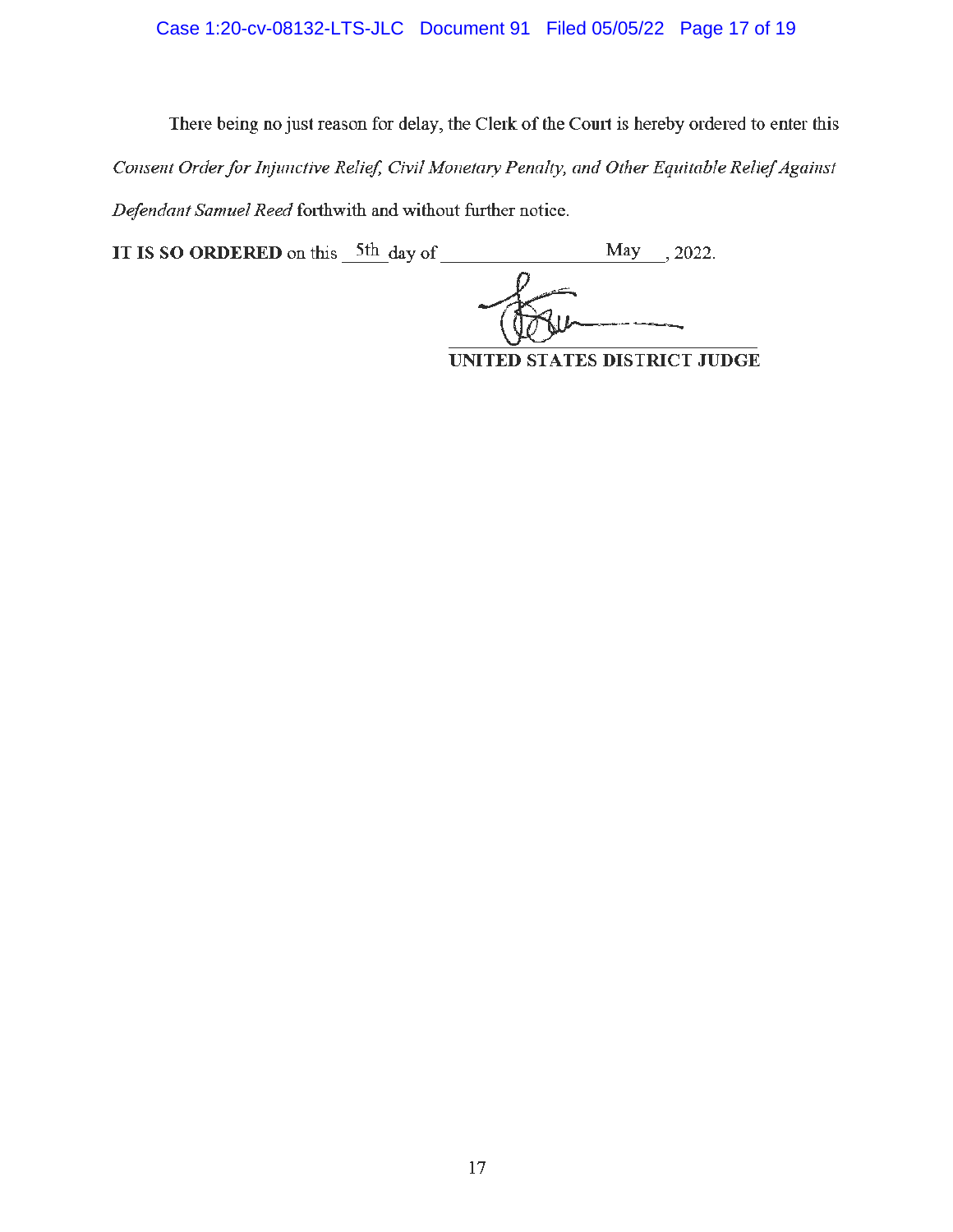There being no just reason for delay, the Clerk of the Court is hereby ordered to enter this *Consent Order for Injunctive Relief, Civil Monetary Penalty, and Other Equitable Relief Against Defendant Samuel Reed* forthwith and without further notice.

**IT IS SO ORDERED** on this 5th day of May, 2022.

UNITED STATES DISTRICT JUDGE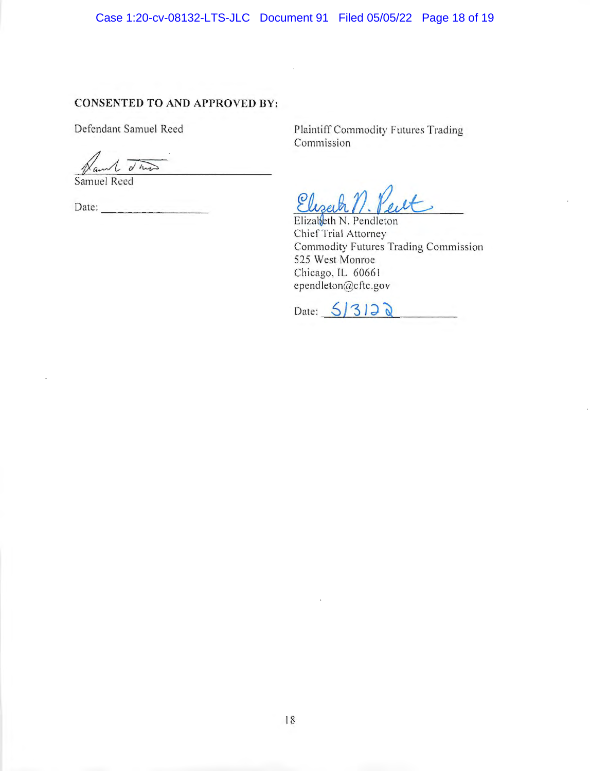**CONSENTED TO AND APPROVED BY:**

Defendant Samuel Reed

_______________________________
Samuel Reed

Date: ___________________

Plaintiff Commodity Futures Trading Commission

_______________________________
Elizabeth N. Pendleton
Chief Trial Attorney
Commodity Futures Trading Commission
525 West Monroe
Chicago, IL 60661
ependleton@cftc.gov

Date: 5/3/22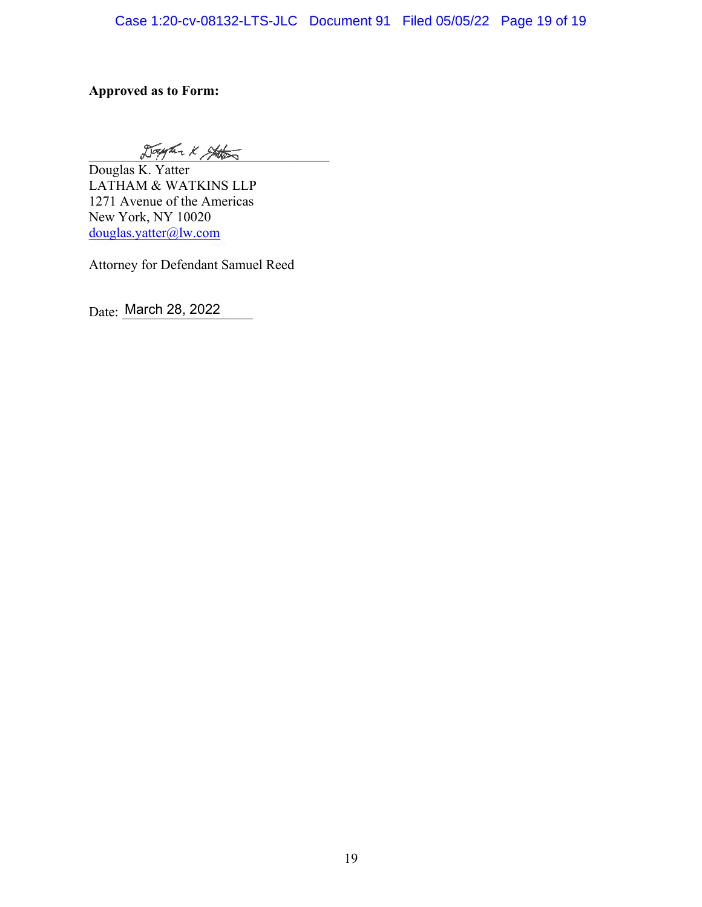**Approved as to Form:**

_______________________________
Douglas K. Yatter
LATHAM & WATKINS LLP
1271 Avenue of the Americas
New York, NY 10020
douglas.yatter@lw.com

Attorney for Defendant Samuel Reed

Date: March 28, 2022